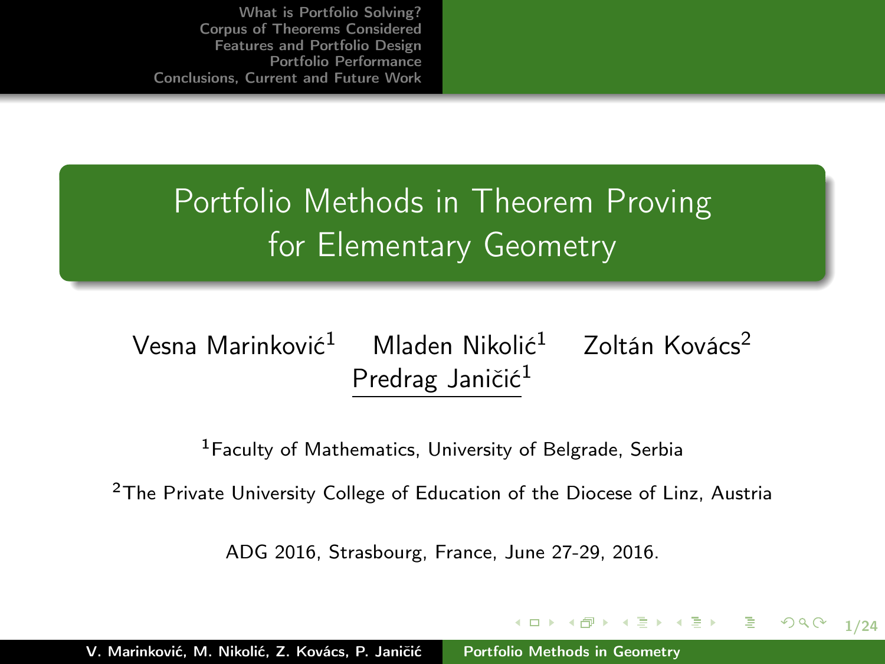# Portfolio Methods in Theorem Proving for Elementary Geometry

Vesna Marinković[1] Mladen Nikolić[1] Zoltán Kovács[2]
Predrag Janičić[1]

[1]Faculty of Mathematics, University of Belgrade, Serbia

[2]The Private University College of Education of the Diocese of Linz, Austria

ADG 2016, Strasbourg, France, June 27-29, 2016.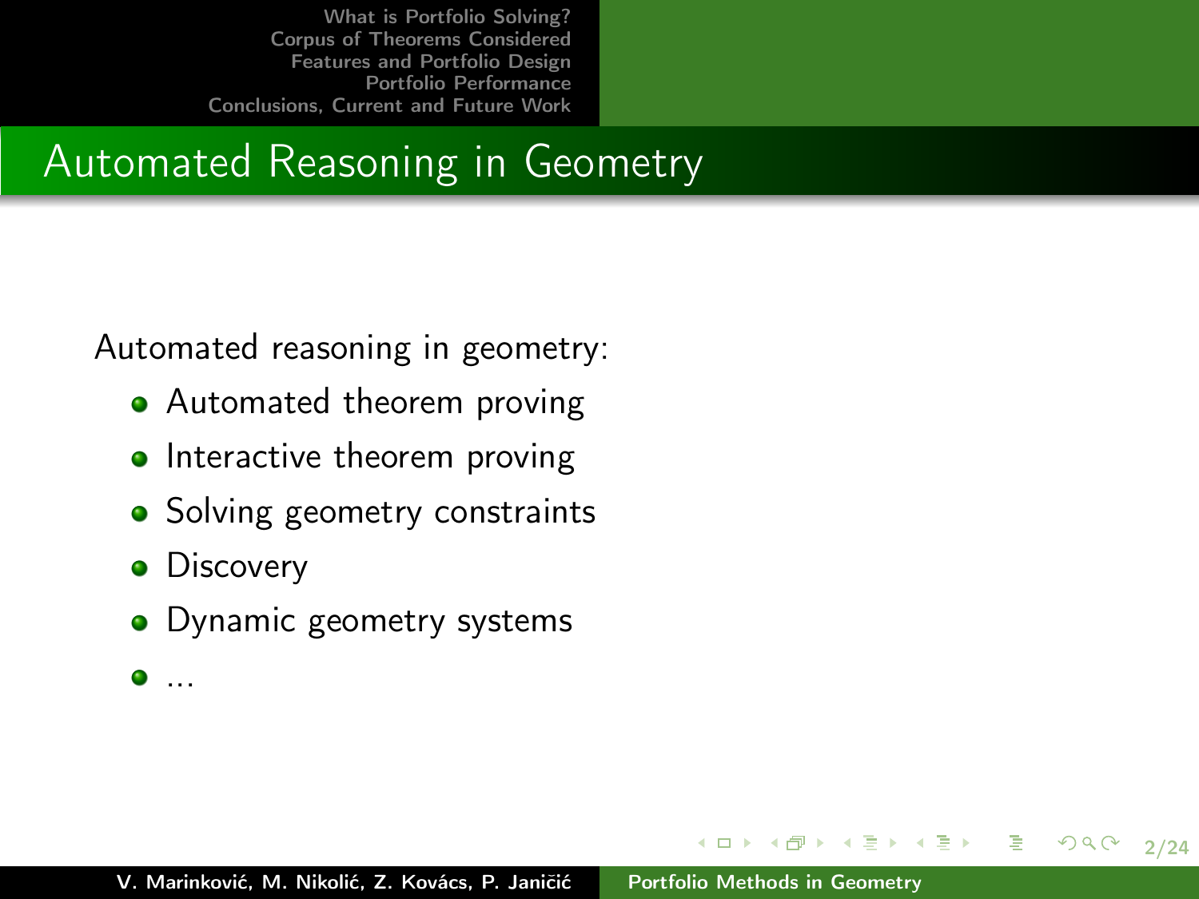# Automated Reasoning in Geometry

Automated reasoning in geometry:

- Automated theorem proving
- Interactive theorem proving
- Solving geometry constraints
- Discovery
- Dynamic geometry systems
- ...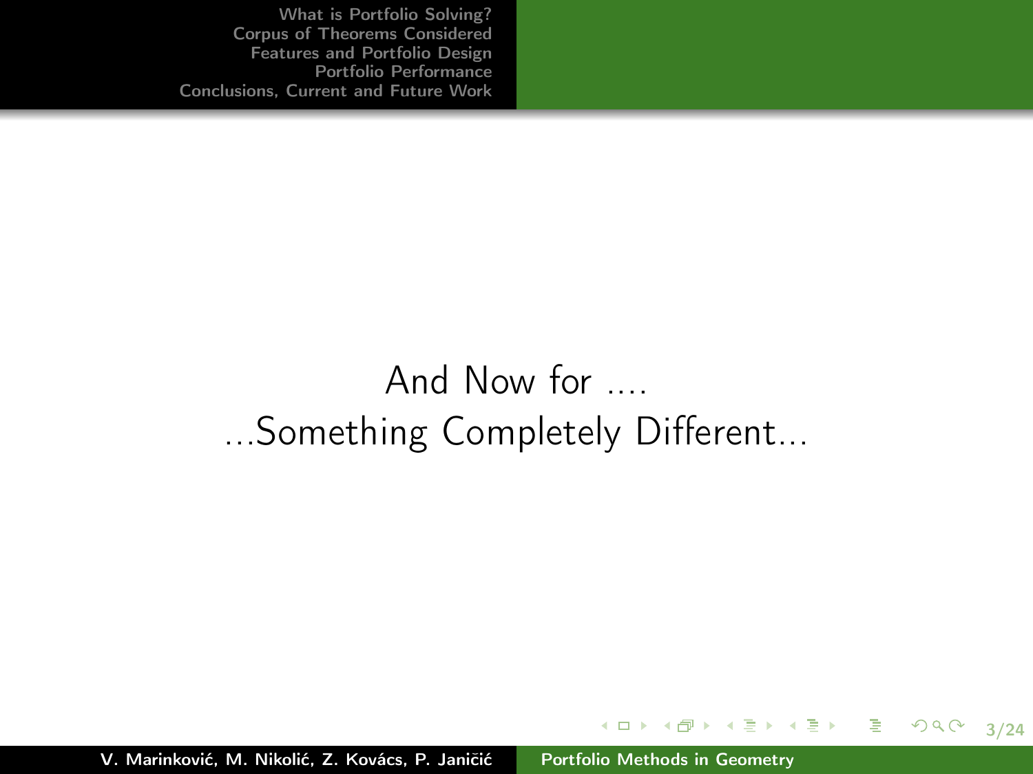And Now for ....

...Something Completely Different...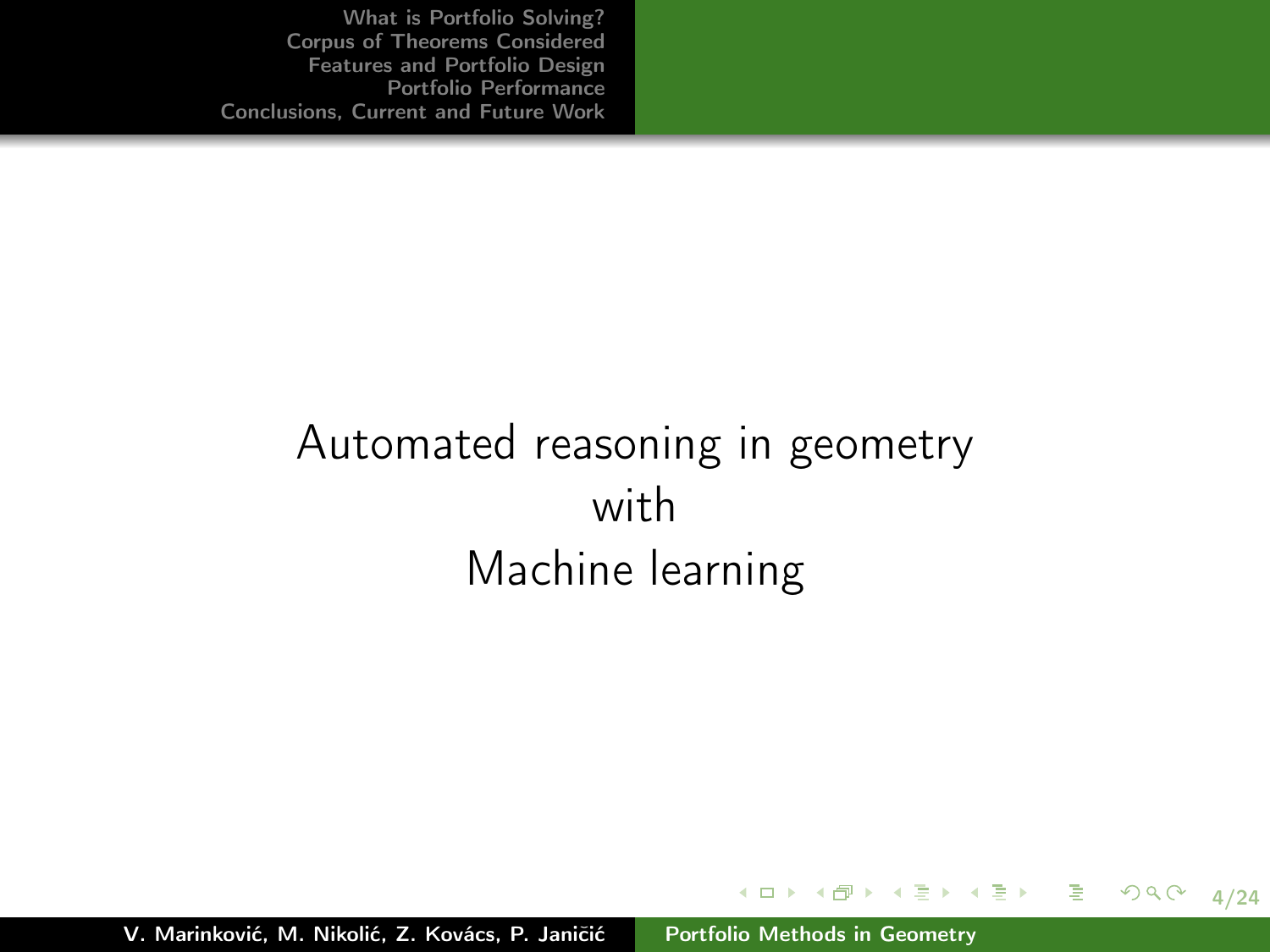# Automated reasoning in geometry with Machine learning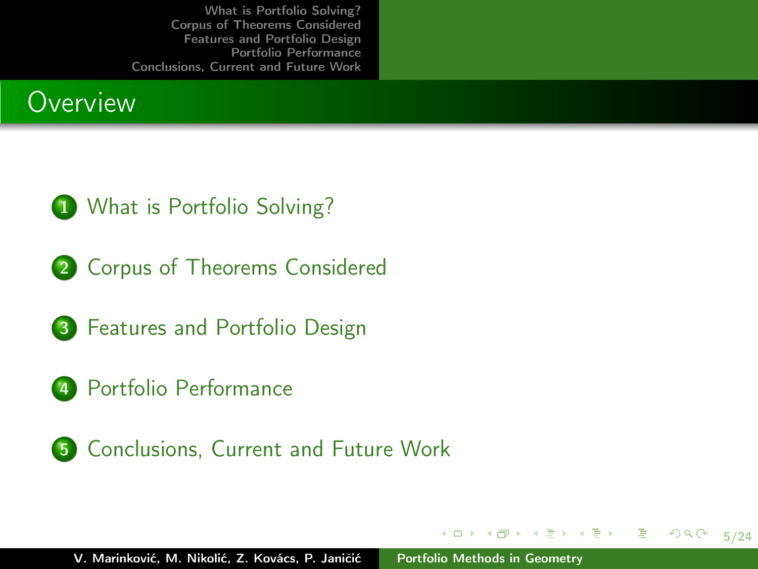# Overview

1. What is Portfolio Solving?
2. Corpus of Theorems Considered
3. Features and Portfolio Design
4. Portfolio Performance
5. Conclusions, Current and Future Work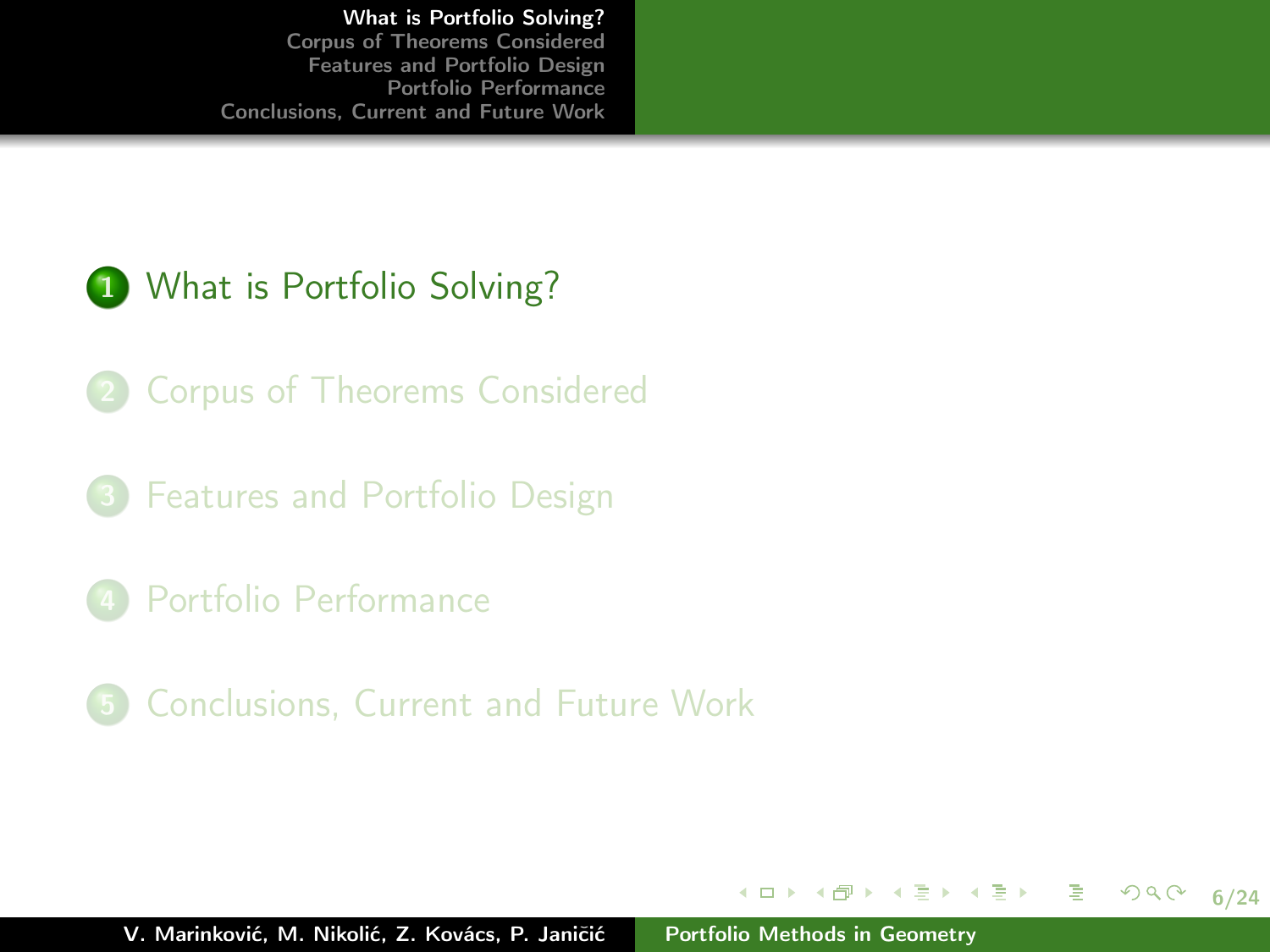1. What is Portfolio Solving?
2. Corpus of Theorems Considered
3. Features and Portfolio Design
4. Portfolio Performance
5. Conclusions, Current and Future Work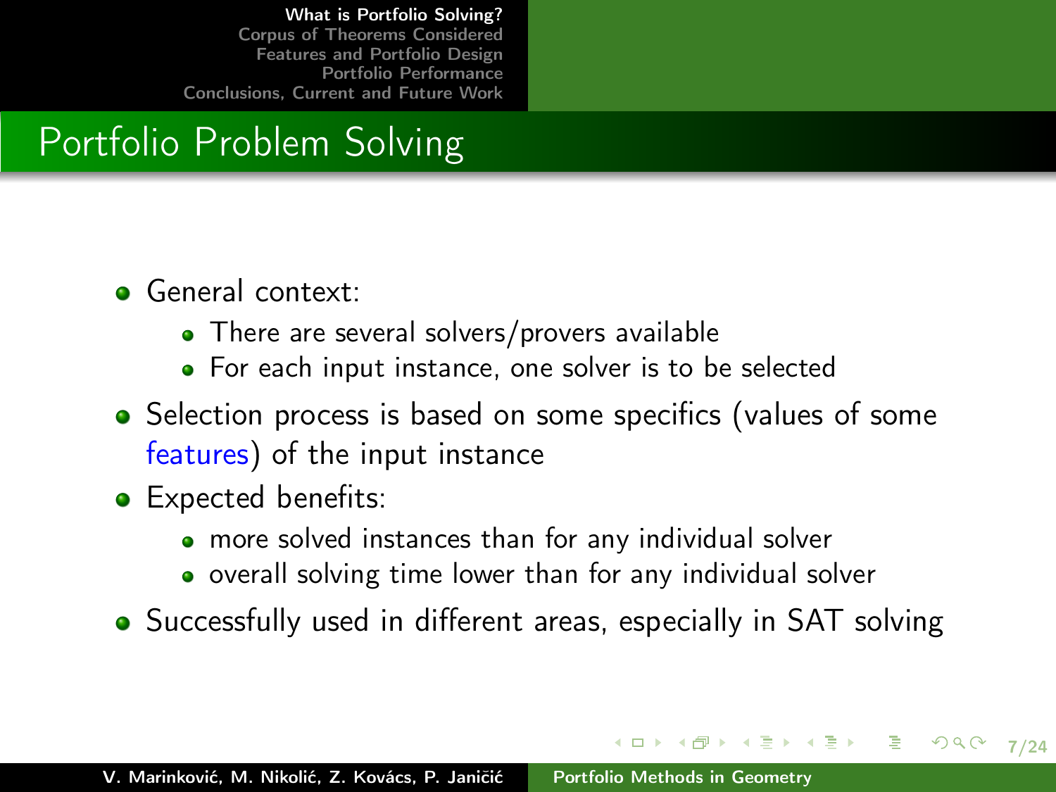## Portfolio Problem Solving

- General context:
  - There are several solvers/provers available
  - For each input instance, one solver is to be selected
- Selection process is based on some specifics (values of some features) of the input instance
- Expected benefits:
  - more solved instances than for any individual solver
  - overall solving time lower than for any individual solver
- Successfully used in different areas, especially in SAT solving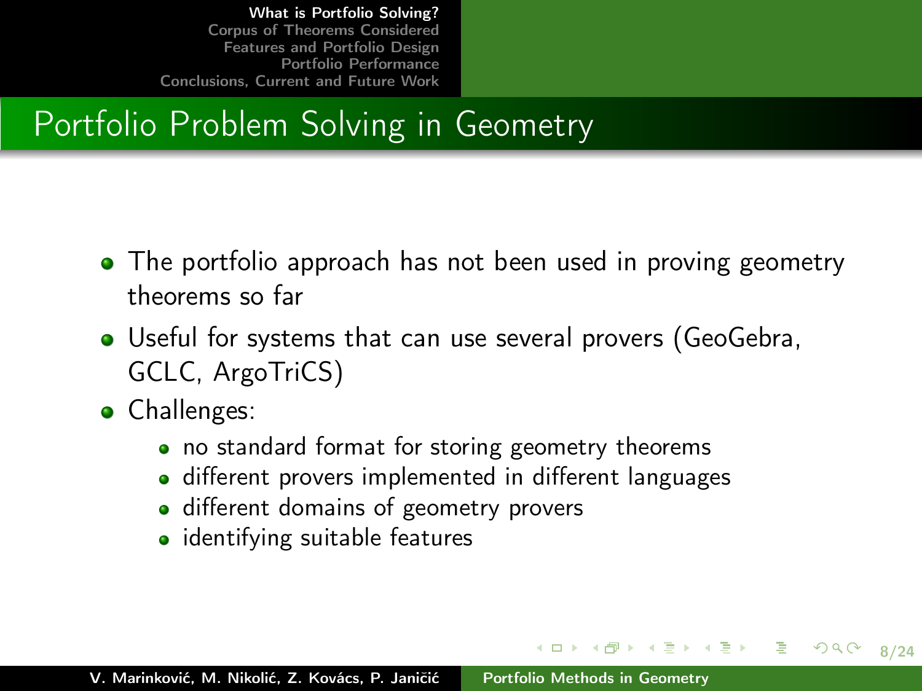# Portfolio Problem Solving in Geometry

- The portfolio approach has not been used in proving geometry theorems so far
- Useful for systems that can use several provers (GeoGebra, GCLC, ArgoTriCS)
- Challenges:
  - no standard format for storing geometry theorems
  - different provers implemented in different languages
  - different domains of geometry provers
  - identifying suitable features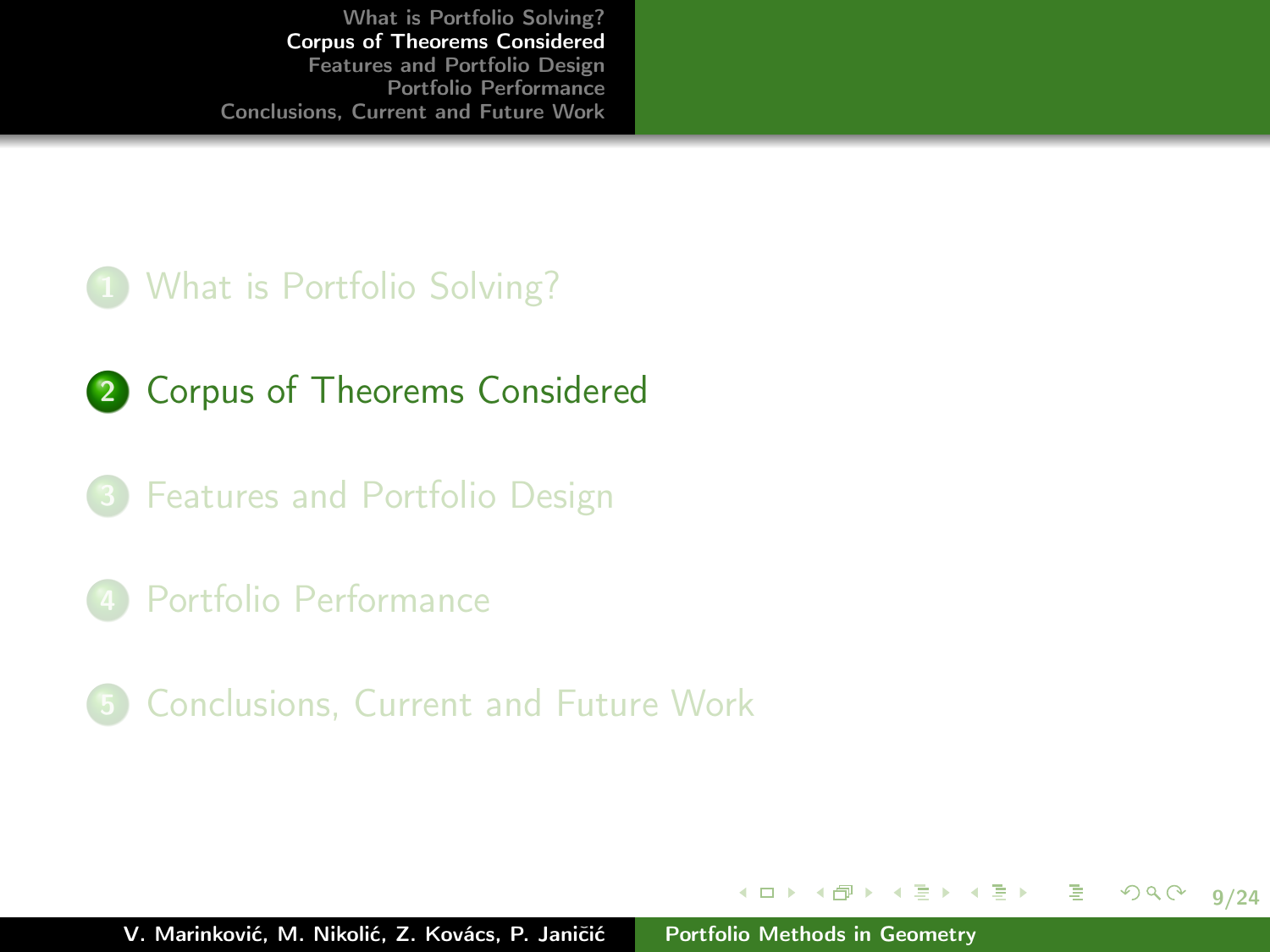1. What is Portfolio Solving?
2. **Corpus of Theorems Considered**
3. Features and Portfolio Design
4. Portfolio Performance
5. Conclusions, Current and Future Work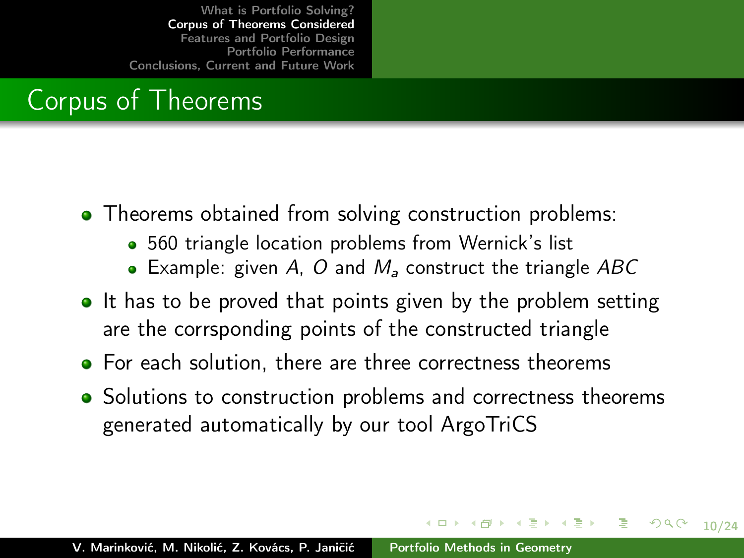# Corpus of Theorems

- Theorems obtained from solving construction problems:
  - 560 triangle location problems from Wernick's list
  - Example: given $A$, $O$ and $M_a$ construct the triangle $ABC$
- It has to be proved that points given by the problem setting are the corrsponding points of the constructed triangle
- For each solution, there are three correctness theorems
- Solutions to construction problems and correctness theorems generated automatically by our tool ArgoTriCS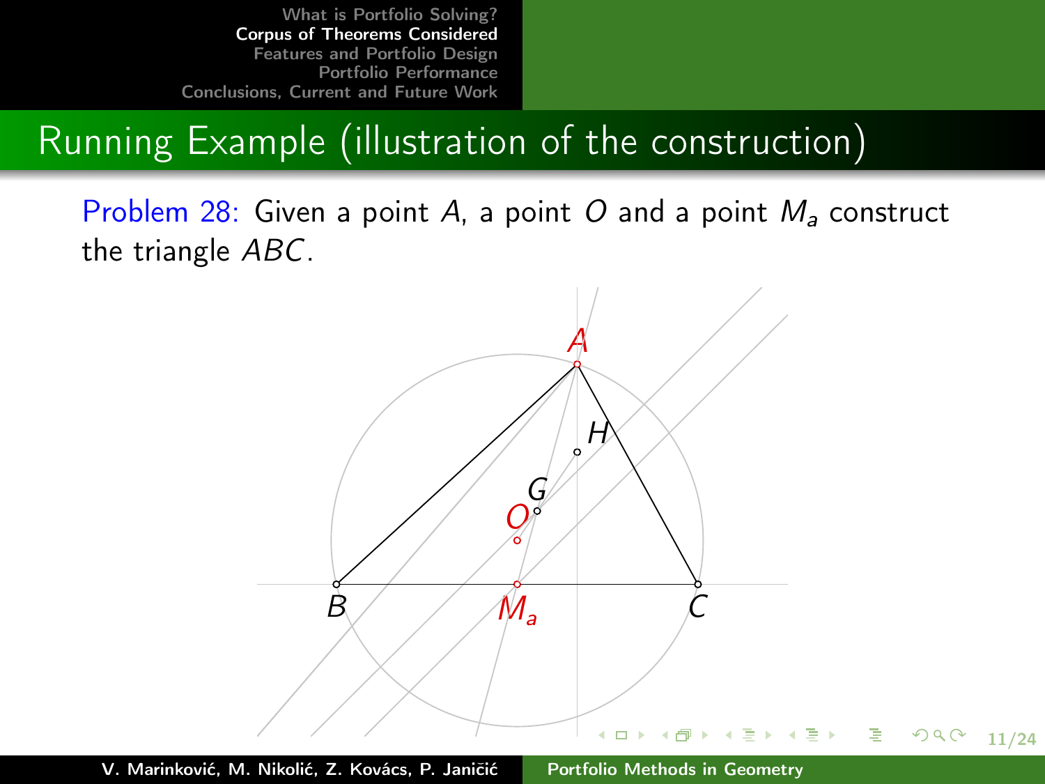## Running Example (illustration of the construction)

Problem 28: Given a point $A$, a point $O$ and a point $M_a$ construct the triangle $ABC$.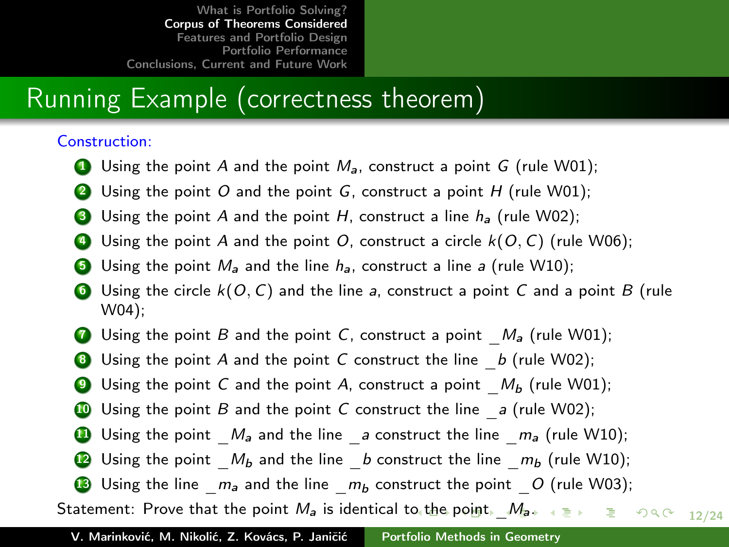## Running Example (correctness theorem)

Construction:

1. Using the point $A$ and the point $M_a$, construct a point $G$ (rule W01);
2. Using the point $O$ and the point $G$, construct a point $H$ (rule W01);
3. Using the point $A$ and the point $H$, construct a line $h_a$ (rule W02);
4. Using the point $A$ and the point $O$, construct a circle $k(O, C)$ (rule W06);
5. Using the point $M_a$ and the line $h_a$, construct a line $a$ (rule W10);
6. Using the circle $k(O, C)$ and the line $a$, construct a point $C$ and a point $B$ (rule W04);
7. Using the point $B$ and the point $C$, construct a point $\_M_a$ (rule W01);
8. Using the point $A$ and the point $C$ construct the line $\_b$ (rule W02);
9. Using the point $C$ and the point $A$, construct a point $\_M_b$ (rule W01);
10. Using the point $B$ and the point $C$ construct the line $\_a$ (rule W02);
11. Using the point $\_M_a$ and the line $\_a$ construct the line $\_m_a$ (rule W10);
12. Using the point $\_M_b$ and the line $\_b$ construct the line $\_m_b$ (rule W10);
13. Using the line $\_m_a$ and the line $\_m_b$ construct the point $\_O$ (rule W03);

Statement: Prove that the point $M_a$ is identical to the point $\_M_a$.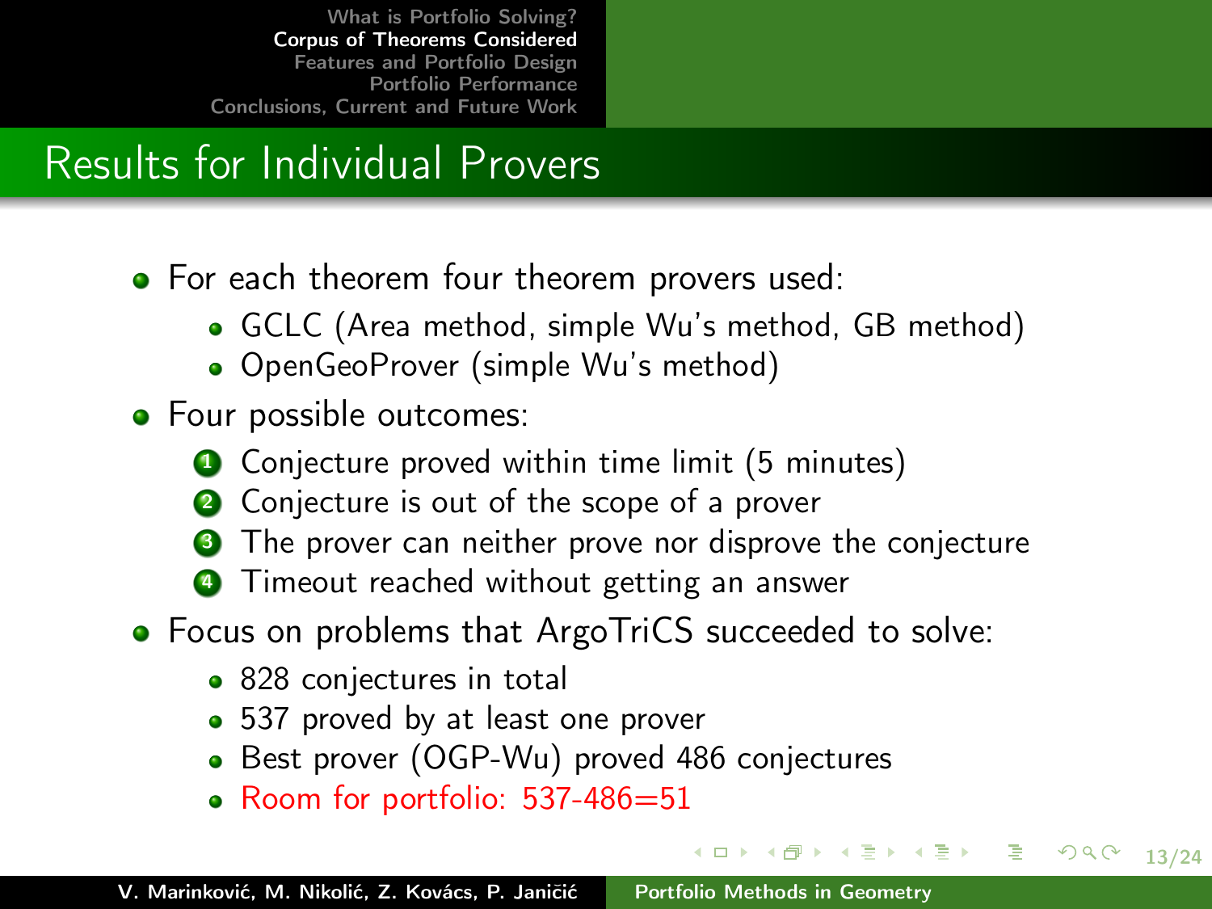## Results for Individual Provers

- For each theorem four theorem provers used:
  - GCLC (Area method, simple Wu's method, GB method)
  - OpenGeoProver (simple Wu's method)
- Four possible outcomes:
  1. Conjecture proved within time limit (5 minutes)
  2. Conjecture is out of the scope of a prover
  3. The prover can neither prove nor disprove the conjecture
  4. Timeout reached without getting an answer
- Focus on problems that ArgoTriCS succeeded to solve:
  - 828 conjectures in total
  - 537 proved by at least one prover
  - Best prover (OGP-Wu) proved 486 conjectures
  - Room for portfolio: 537-486=51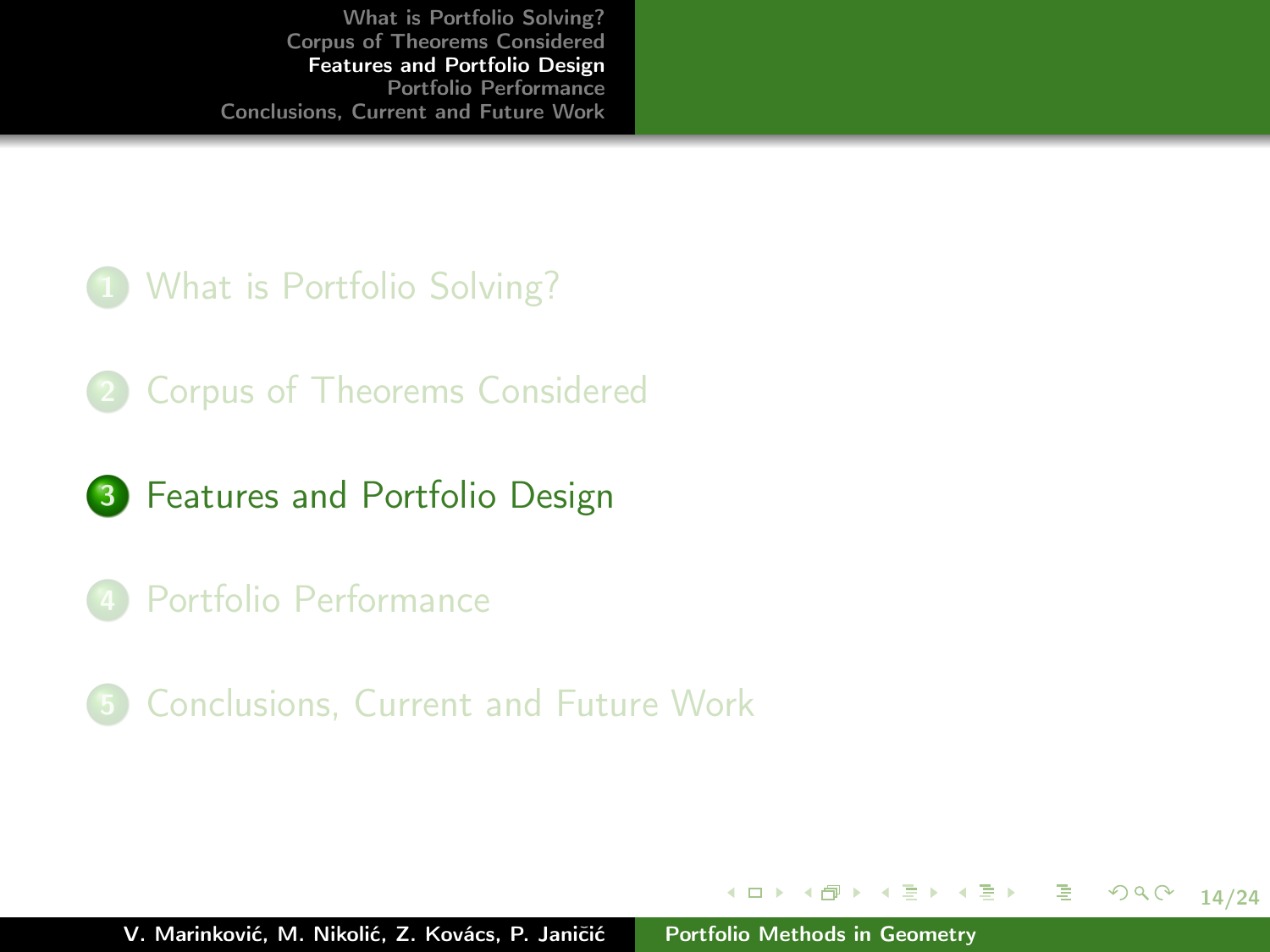1. What is Portfolio Solving?
2. Corpus of Theorems Considered
3. **Features and Portfolio Design**
4. Portfolio Performance
5. Conclusions, Current and Future Work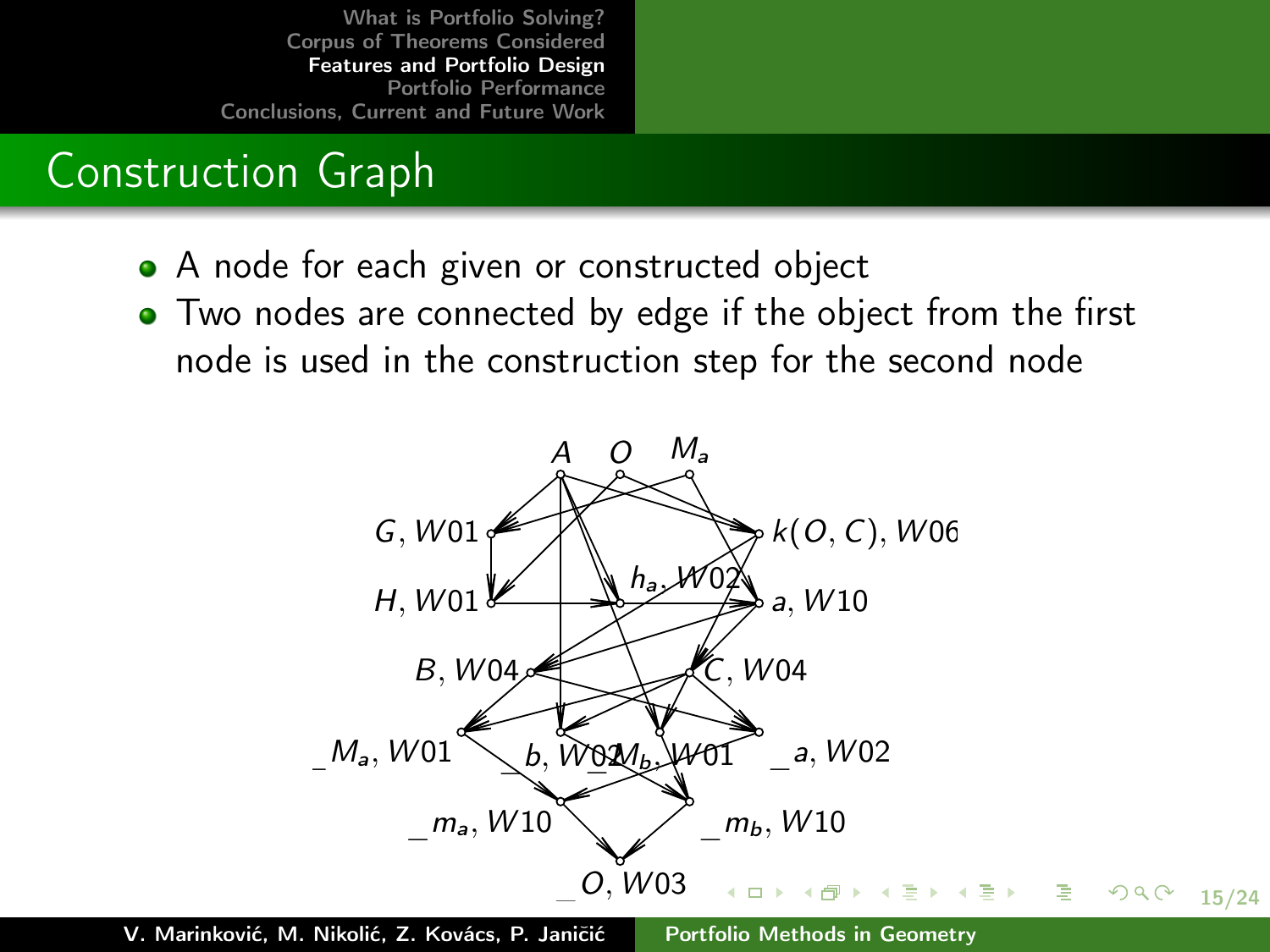## Construction Graph

- A node for each given or constructed object
- Two nodes are connected by edge if the object from the first node is used in the construction step for the second node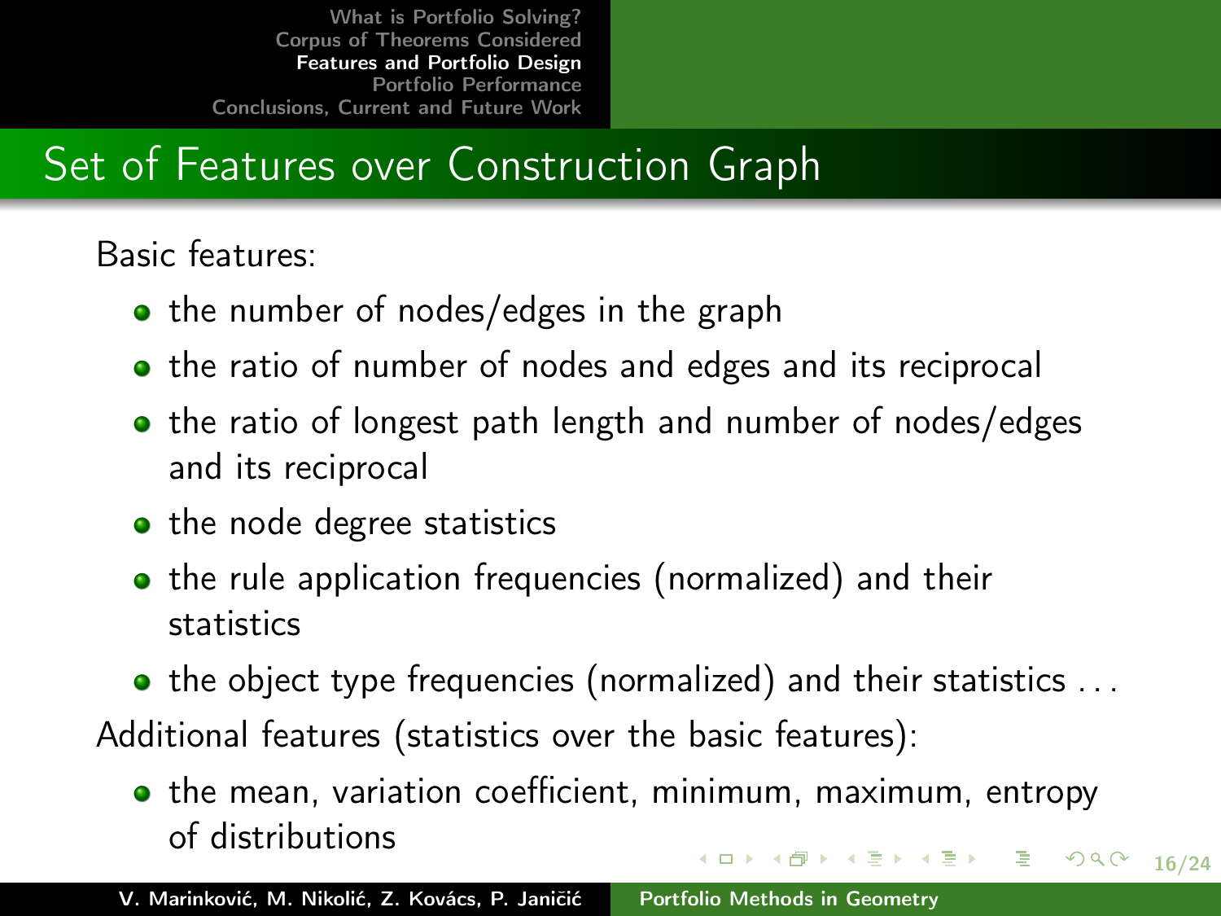## Set of Features over Construction Graph

Basic features:

- the number of nodes/edges in the graph
- the ratio of number of nodes and edges and its reciprocal
- the ratio of longest path length and number of nodes/edges and its reciprocal
- the node degree statistics
- the rule application frequencies (normalized) and their statistics
- the object type frequencies (normalized) and their statistics ...

Additional features (statistics over the basic features):

- the mean, variation coefficient, minimum, maximum, entropy of distributions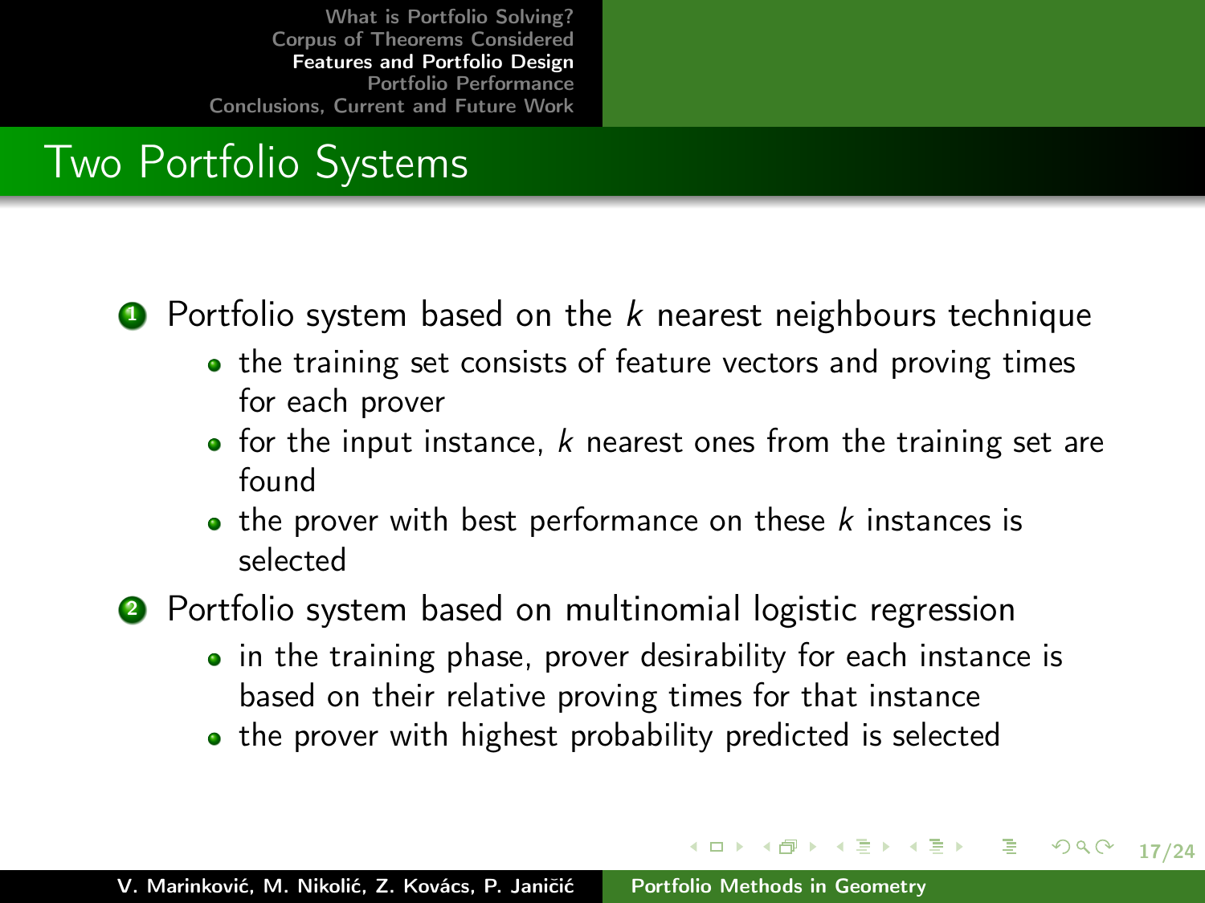# Two Portfolio Systems

1. Portfolio system based on the $k$ nearest neighbours technique
   - the training set consists of feature vectors and proving times for each prover
   - for the input instance, $k$ nearest ones from the training set are found
   - the prover with best performance on these $k$ instances is selected
2. Portfolio system based on multinomial logistic regression
   - in the training phase, prover desirability for each instance is based on their relative proving times for that instance
   - the prover with highest probability predicted is selected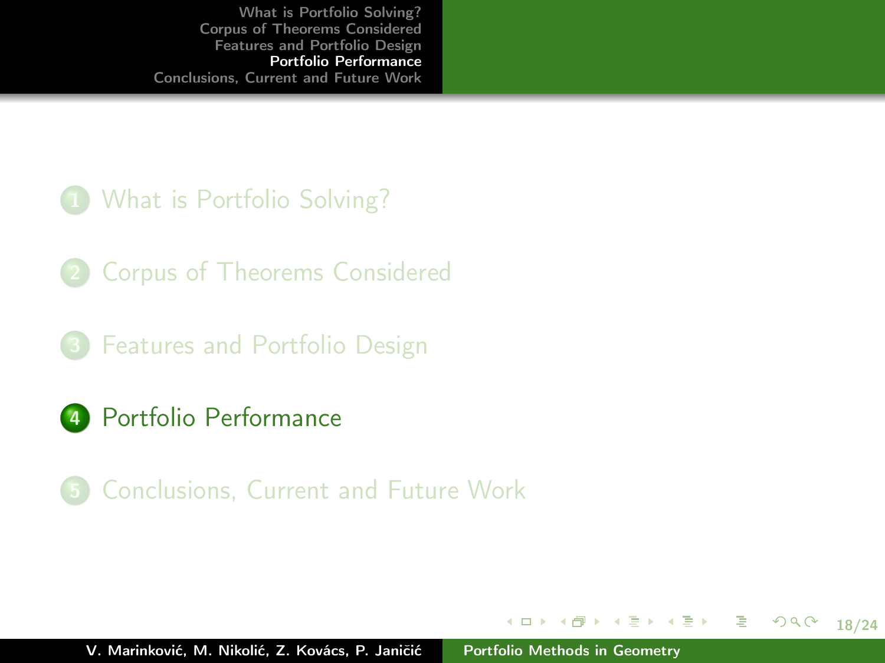1. What is Portfolio Solving?
2. Corpus of Theorems Considered
3. Features and Portfolio Design
4. **Portfolio Performance**
5. Conclusions, Current and Future Work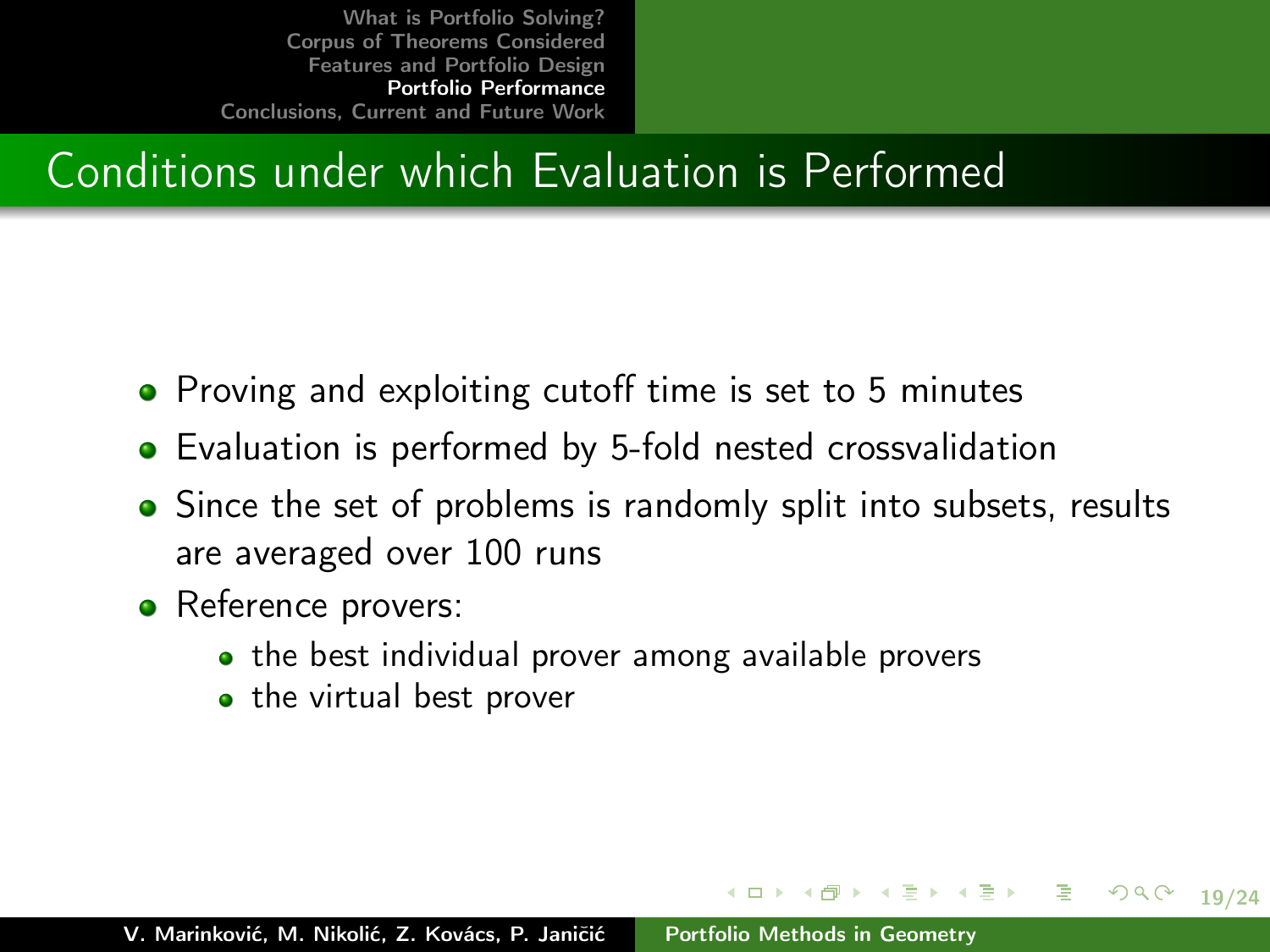# Conditions under which Evaluation is Performed

- Proving and exploiting cutoff time is set to 5 minutes
- Evaluation is performed by 5-fold nested crossvalidation
- Since the set of problems is randomly split into subsets, results are averaged over 100 runs
- Reference provers:
  - the best individual prover among available provers
  - the virtual best prover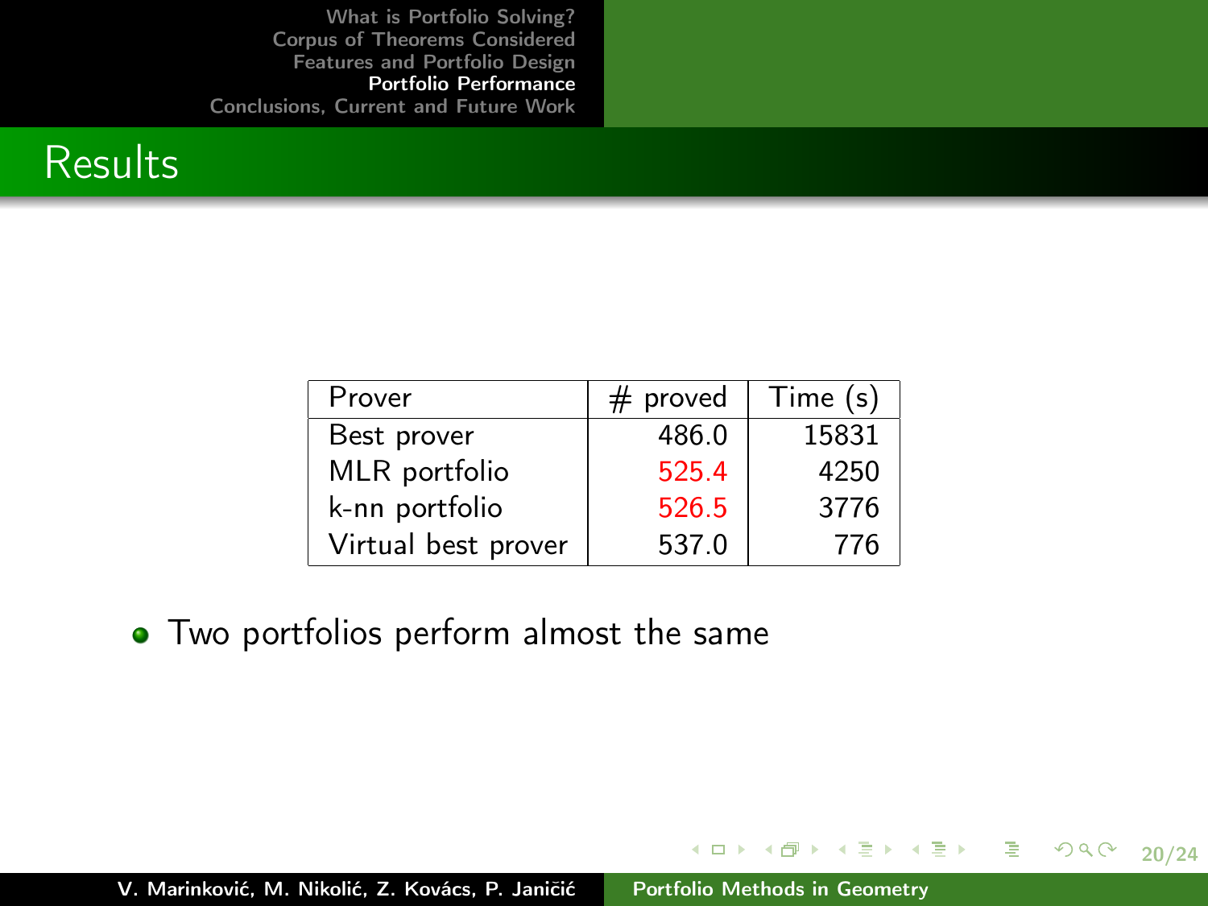# Results

| Prover | # proved | Time (s) |
|---|---|---|
| Best prover | 486.0 | 15831 |
| MLR portfolio | 525.4 | 4250 |
| k-nn portfolio | 526.5 | 3776 |
| Virtual best prover | 537.0 | 776 |

- Two portfolios perform almost the same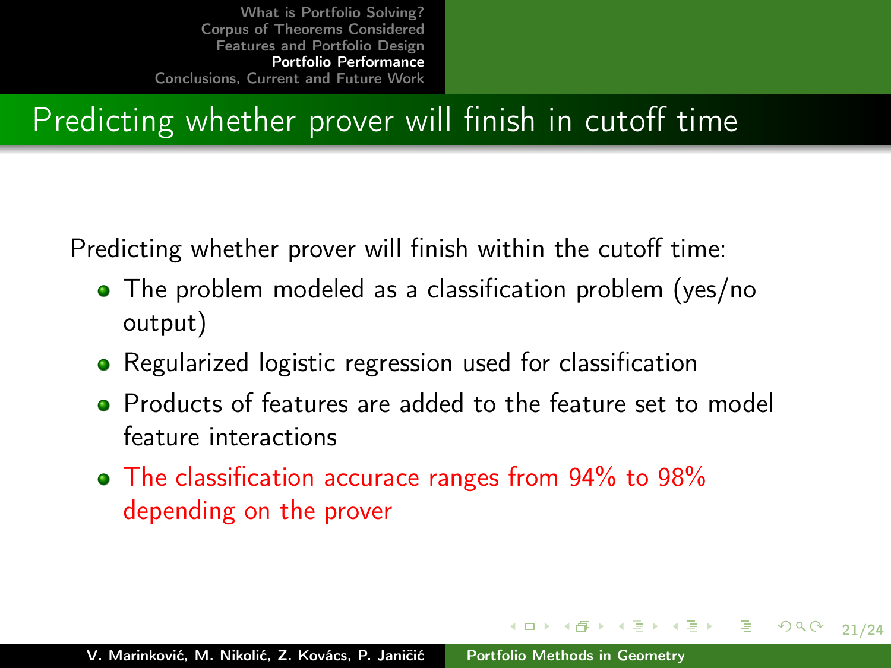# Predicting whether prover will finish in cutoff time

Predicting whether prover will finish within the cutoff time:

- The problem modeled as a classification problem (yes/no output)
- Regularized logistic regression used for classification
- Products of features are added to the feature set to model feature interactions
- The classification accurace ranges from 94% to 98% depending on the prover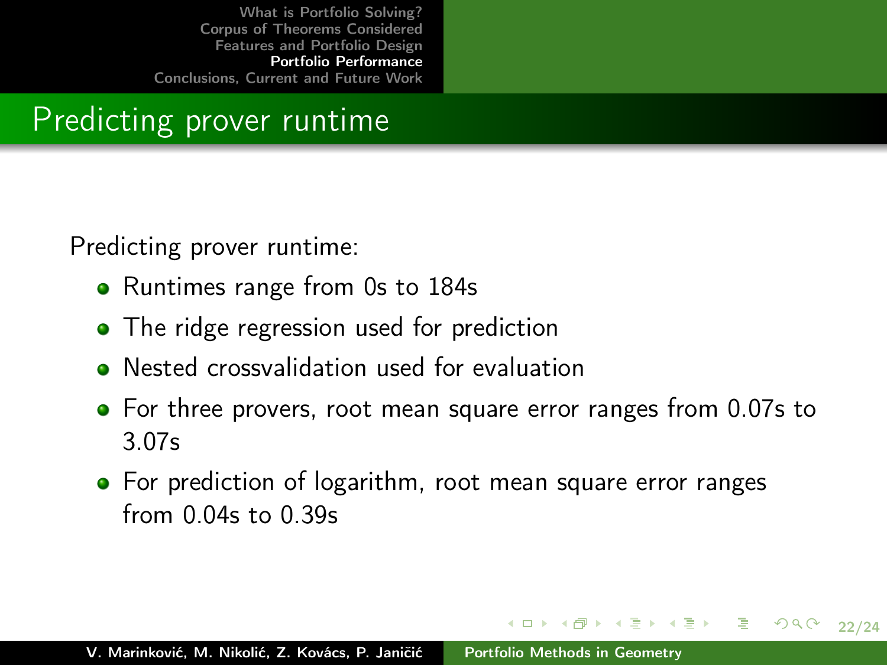# Predicting prover runtime

Predicting prover runtime:

- Runtimes range from 0s to 184s
- The ridge regression used for prediction
- Nested crossvalidation used for evaluation
- For three provers, root mean square error ranges from 0.07s to 3.07s
- For prediction of logarithm, root mean square error ranges from 0.04s to 0.39s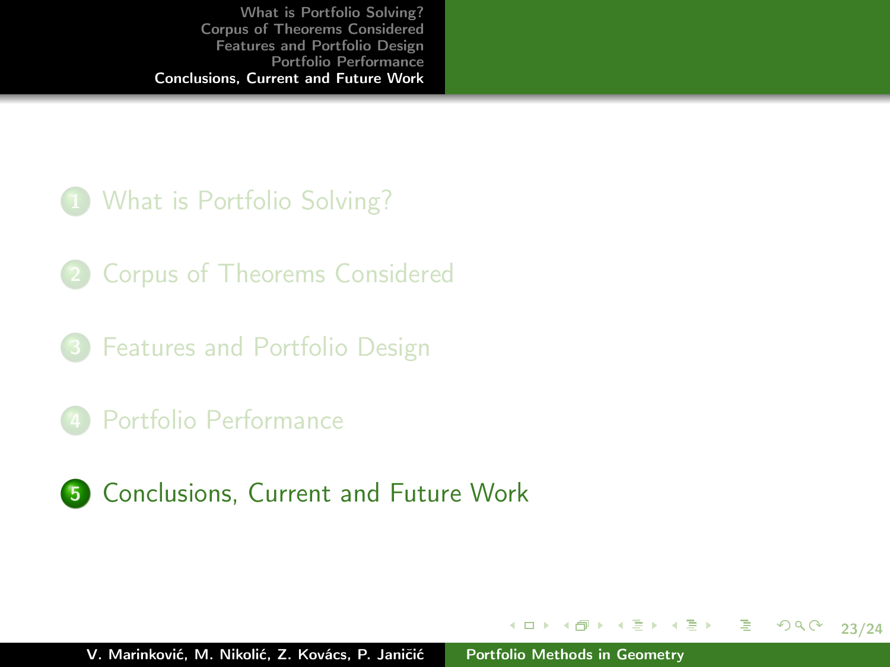1. What is Portfolio Solving?
2. Corpus of Theorems Considered
3. Features and Portfolio Design
4. Portfolio Performance
5. **Conclusions, Current and Future Work**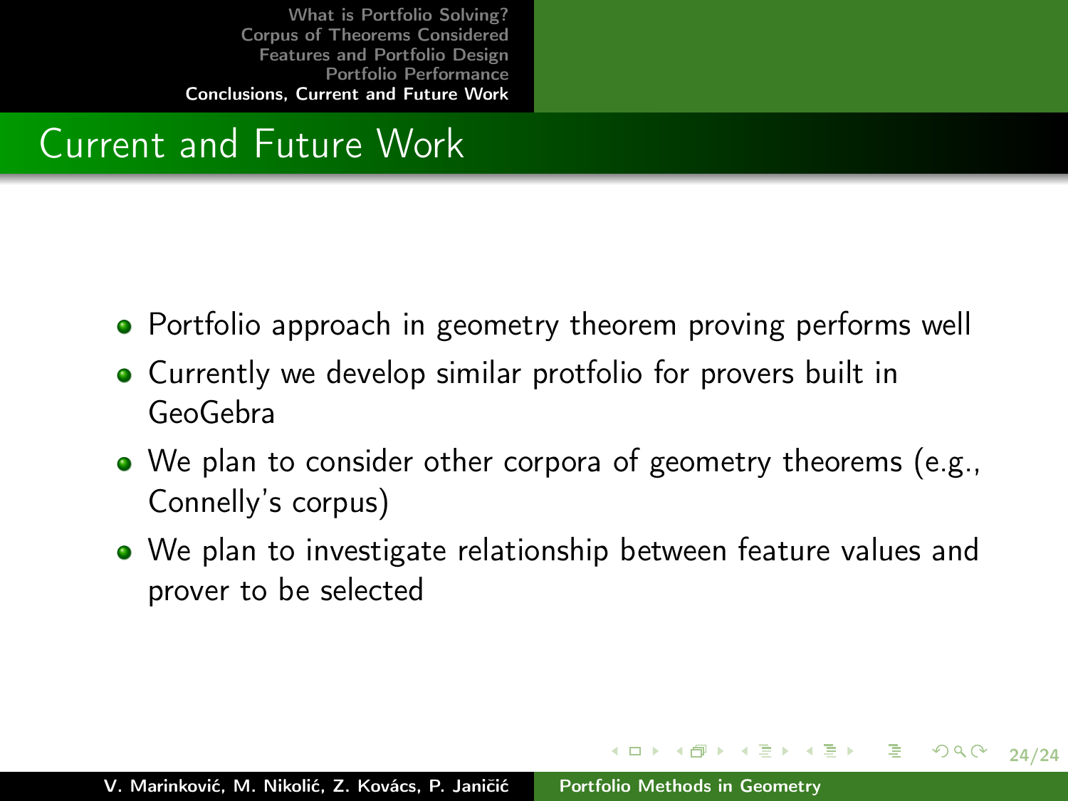## Current and Future Work

- Portfolio approach in geometry theorem proving performs well
- Currently we develop similar protfolio for provers built in GeoGebra
- We plan to consider other corpora of geometry theorems (e.g., Connelly's corpus)
- We plan to investigate relationship between feature values and prover to be selected